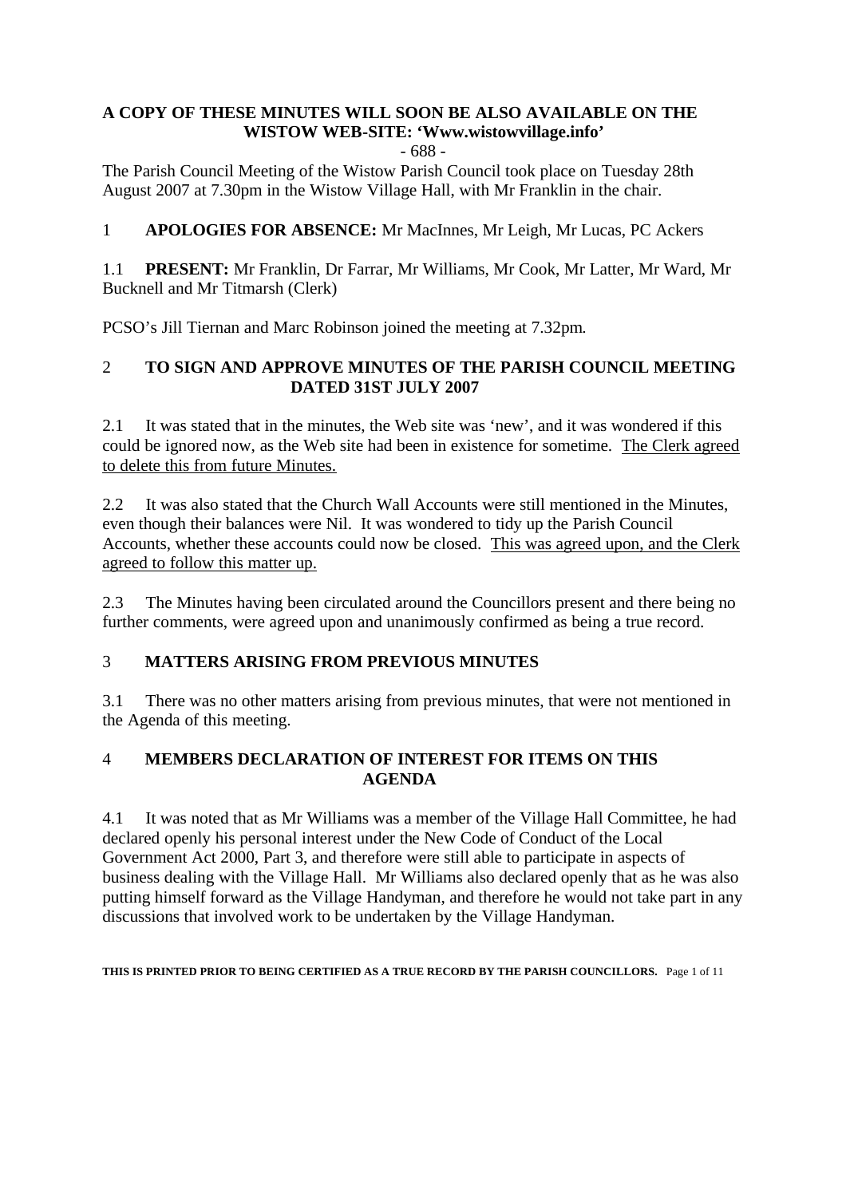**A COPY OF THESE MINUTES WILL SOON BE ALSO AVAILABLE ON THE WISTOW WEB-SITE: 'Www.wistowvillage.info'**

- 688 -

The Parish Council Meeting of the Wistow Parish Council took place on Tuesday 28th August 2007 at 7.30pm in the Wistow Village Hall, with Mr Franklin in the chair.

## 1 APOLOGIES FOR ABSENCE: Mr MacInnes, Mr Leigh, Mr Lucas, PC Ackers

1.1 **PRESENT:** Mr Franklin, Dr Farrar, Mr Williams, Mr Cook, Mr Latter, Mr Ward, Mr Bucknell and Mr Titmarsh (Clerk)

PCSO's Jill Tiernan and Marc Robinson joined the meeting at 7.32pm.

## 2 TO SIGN AND APPROVE MINUTES OF THE PARISH COUNCIL MEETING DATED 31ST JULY 2007

2.1 It was stated that in the minutes, the Web site was 'new', and it was wondered if this could be ignored now, as the Web site had been in existence for sometime. The Clerk agreed to delete this from future Minutes.

2.2 It was also stated that the Church Wall Accounts were still mentioned in the Minutes, even though their balances were Nil. It was wondered to tidy up the Parish Council Accounts, whether these accounts could now be closed. This was agreed upon, and the Clerk agreed to follow this matter up.

2.3 The Minutes having been circulated around the Councillors present and there being no further comments, were agreed upon and unanimously confirmed as being a true record.

## 3 MATTERS ARISING FROM PREVIOUS MINUTES

3.1 There was no other matters arising from previous minutes, that were not mentioned in the Agenda of this meeting.

## 4 MEMBERS DECLARATION OF INTEREST FOR ITEMS ON THIS AGENDA

4.1 It was noted that as Mr Williams was a member of the Village Hall Committee, he had declared openly his personal interest under the New Code of Conduct of the Local Government Act 2000, Part 3, and therefore were still able to participate in aspects of business dealing with the Village Hall. Mr Williams also declared openly that as he was also putting himself forward as the Village Handyman, and therefore he would not take part in any discussions that involved work to be undertaken by the Village Handyman.

**THIS IS PRINTED PRIOR TO BEING CERTIFIED AS A TRUE RECORD BY THE PARISH COUNCILLORS.**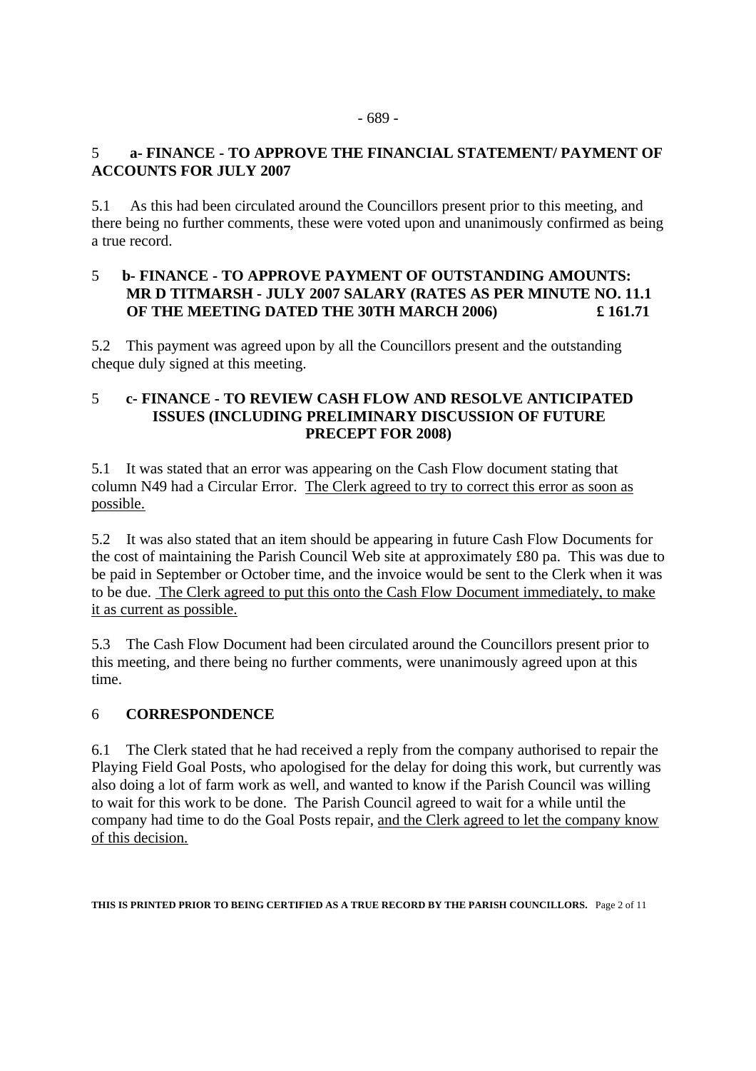## 5 a- FINANCE - TO APPROVE THE FINANCIAL STATEMENT/ PAYMENT OF ACCOUNTS FOR JULY 2007

5.1 As this had been circulated around the Councillors present prior to this meeting, and there being no further comments, these were voted upon and unanimously confirmed as being a true record.

## 5 b- FINANCE - TO APPROVE PAYMENT OF OUTSTANDING AMOUNTS: MR D TITMARSH - JULY 2007 SALARY (RATES AS PER MINUTE NO. 11.1 OF THE MEETING DATED THE 30TH MARCH 2006) £ 161.71

5.2 This payment was agreed upon by all the Councillors present and the outstanding cheque duly signed at this meeting.

## 5 c- FINANCE - TO REVIEW CASH FLOW AND RESOLVE ANTICIPATED ISSUES (INCLUDING PRELIMINARY DISCUSSION OF FUTURE PRECEPT FOR 2008)

5.1 It was stated that an error was appearing on the Cash Flow document stating that column N49 had a Circular Error. The Clerk agreed to try to correct this error as soon as possible.

5.2 It was also stated that an item should be appearing in future Cash Flow Documents for the cost of maintaining the Parish Council Web site at approximately £80 pa. This was due to be paid in September or October time, and the invoice would be sent to the Clerk when it was to be due. The Clerk agreed to put this onto the Cash Flow Document immediately, to make it as current as possible.

5.3 The Cash Flow Document had been circulated around the Councillors present prior to this meeting, and there being no further comments, were unanimously agreed upon at this time.

## 6 CORRESPONDENCE

6.1 The Clerk stated that he had received a reply from the company authorised to repair the Playing Field Goal Posts, who apologised for the delay for doing this work, but currently was also doing a lot of farm work as well, and wanted to know if the Parish Council was willing to wait for this work to be done. The Parish Council agreed to wait for a while until the company had time to do the Goal Posts repair, and the Clerk agreed to let the company know of this decision.

**THIS IS PRINTED PRIOR TO BEING CERTIFIED AS A TRUE RECORD BY THE PARISH COUNCILLORS.**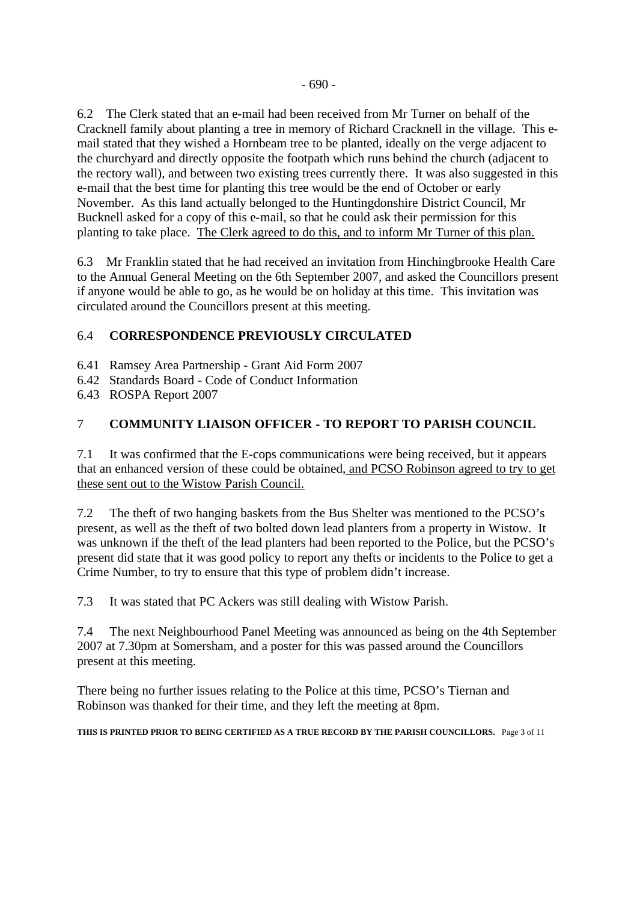6.2 The Clerk stated that an e-mail had been received from Mr Turner on behalf of the Cracknell family about planting a tree in memory of Richard Cracknell in the village. This e-mail stated that they wished a Hornbeam tree to be planted, ideally on the verge adjacent to the churchyard and directly opposite the footpath which runs behind the church (adjacent to the rectory wall), and between two existing trees currently there. It was also suggested in this e-mail that the best time for planting this tree would be the end of October or early November. As this land actually belonged to the Huntingdonshire District Council, Mr Bucknell asked for a copy of this e-mail, so that he could ask their permission for this planting to take place. <u>The Clerk agreed to do this, and to inform Mr Turner of this plan.</u>

6.3 Mr Franklin stated that he had received an invitation from Hinchingbrooke Health Care to the Annual General Meeting on the 6th September 2007, and asked the Councillors present if anyone would be able to go, as he would be on holiday at this time. This invitation was circulated around the Councillors present at this meeting.

## 6.4 CORRESPONDENCE PREVIOUSLY CIRCULATED

6.41 Ramsey Area Partnership - Grant Aid Form 2007
6.42 Standards Board - Code of Conduct Information
6.43 ROSPA Report 2007

## 7 COMMUNITY LIAISON OFFICER - TO REPORT TO PARISH COUNCIL

7.1 It was confirmed that the E-cops communications were being received, but it appears that an enhanced version of these could be obtained, <u>and PCSO Robinson agreed to try to get these sent out to the Wistow Parish Council.</u>

7.2 The theft of two hanging baskets from the Bus Shelter was mentioned to the PCSO's present, as well as the theft of two bolted down lead planters from a property in Wistow. It was unknown if the theft of the lead planters had been reported to the Police, but the PCSO's present did state that it was good policy to report any thefts or incidents to the Police to get a Crime Number, to try to ensure that this type of problem didn't increase.

7.3 It was stated that PC Ackers was still dealing with Wistow Parish.

7.4 The next Neighbourhood Panel Meeting was announced as being on the 4th September 2007 at 7.30pm at Somersham, and a poster for this was passed around the Councillors present at this meeting.

There being no further issues relating to the Police at this time, PCSO's Tiernan and Robinson was thanked for their time, and they left the meeting at 8pm.

**THIS IS PRINTED PRIOR TO BEING CERTIFIED AS A TRUE RECORD BY THE PARISH COUNCILLORS.**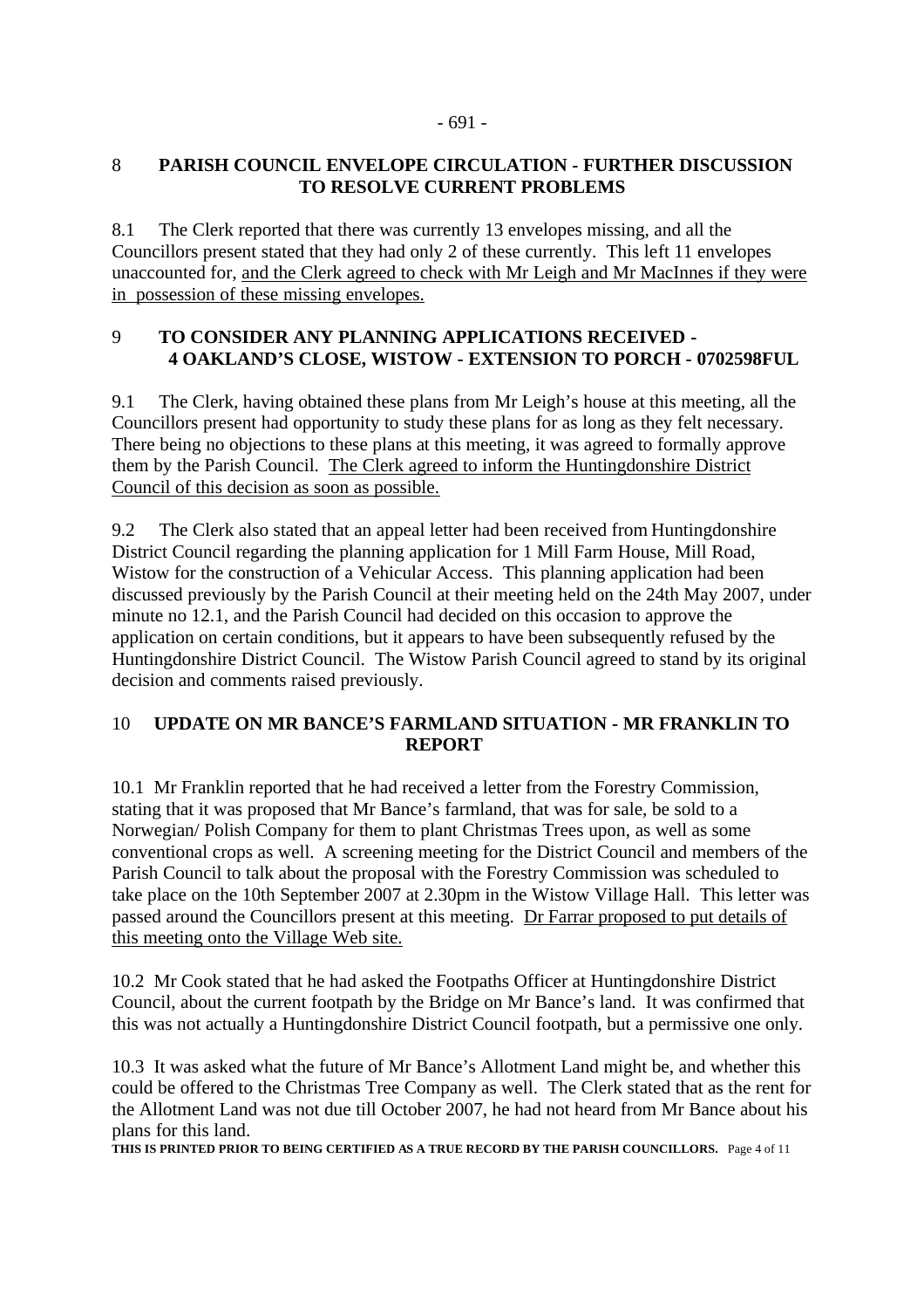## 8 PARISH COUNCIL ENVELOPE CIRCULATION - FURTHER DISCUSSION TO RESOLVE CURRENT PROBLEMS

8.1 The Clerk reported that there was currently 13 envelopes missing, and all the Councillors present stated that they had only 2 of these currently. This left 11 envelopes unaccounted for, <u>and the Clerk agreed to check with Mr Leigh and Mr MacInnes if they were in possession of these missing envelopes.</u>

## 9 TO CONSIDER ANY PLANNING APPLICATIONS RECEIVED - 4 OAKLAND'S CLOSE, WISTOW - EXTENSION TO PORCH - 0702598FUL

9.1 The Clerk, having obtained these plans from Mr Leigh's house at this meeting, all the Councillors present had opportunity to study these plans for as long as they felt necessary. There being no objections to these plans at this meeting, it was agreed to formally approve them by the Parish Council. <u>The Clerk agreed to inform the Huntingdonshire District Council of this decision as soon as possible.</u>

9.2 The Clerk also stated that an appeal letter had been received from Huntingdonshire District Council regarding the planning application for 1 Mill Farm House, Mill Road, Wistow for the construction of a Vehicular Access. This planning application had been discussed previously by the Parish Council at their meeting held on the 24th May 2007, under minute no 12.1, and the Parish Council had decided on this occasion to approve the application on certain conditions, but it appears to have been subsequently refused by the Huntingdonshire District Council. The Wistow Parish Council agreed to stand by its original decision and comments raised previously.

## 10 UPDATE ON MR BANCE'S FARMLAND SITUATION - MR FRANKLIN TO REPORT

10.1 Mr Franklin reported that he had received a letter from the Forestry Commission, stating that it was proposed that Mr Bance's farmland, that was for sale, be sold to a Norwegian/ Polish Company for them to plant Christmas Trees upon, as well as some conventional crops as well. A screening meeting for the District Council and members of the Parish Council to talk about the proposal with the Forestry Commission was scheduled to take place on the 10th September 2007 at 2.30pm in the Wistow Village Hall. This letter was passed around the Councillors present at this meeting. <u>Dr Farrar proposed to put details of this meeting onto the Village Web site.</u>

10.2 Mr Cook stated that he had asked the Footpaths Officer at Huntingdonshire District Council, about the current footpath by the Bridge on Mr Bance's land. It was confirmed that this was not actually a Huntingdonshire District Council footpath, but a permissive one only.

10.3 It was asked what the future of Mr Bance's Allotment Land might be, and whether this could be offered to the Christmas Tree Company as well. The Clerk stated that as the rent for the Allotment Land was not due till October 2007, he had not heard from Mr Bance about his plans for this land.

**THIS IS PRINTED PRIOR TO BEING CERTIFIED AS A TRUE RECORD BY THE PARISH COUNCILLORS.**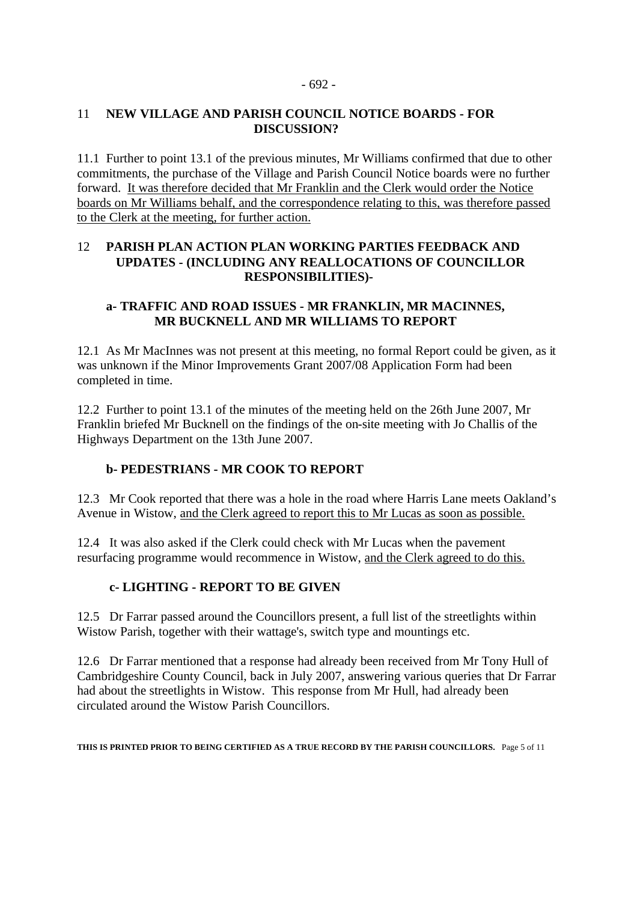## 11 NEW VILLAGE AND PARISH COUNCIL NOTICE BOARDS - FOR DISCUSSION?

11.1 Further to point 13.1 of the previous minutes, Mr Williams confirmed that due to other commitments, the purchase of the Village and Parish Council Notice boards were no further forward. It was therefore decided that Mr Franklin and the Clerk would order the Notice boards on Mr Williams behalf, and the correspondence relating to this, was therefore passed to the Clerk at the meeting, for further action.

## 12 PARISH PLAN ACTION PLAN WORKING PARTIES FEEDBACK AND UPDATES - (INCLUDING ANY REALLOCATIONS OF COUNCILLOR RESPONSIBILITIES)-

### a- TRAFFIC AND ROAD ISSUES - MR FRANKLIN, MR MACINNES, MR BUCKNELL AND MR WILLIAMS TO REPORT

12.1 As Mr MacInnes was not present at this meeting, no formal Report could be given, as it was unknown if the Minor Improvements Grant 2007/08 Application Form had been completed in time.

12.2 Further to point 13.1 of the minutes of the meeting held on the 26th June 2007, Mr Franklin briefed Mr Bucknell on the findings of the on-site meeting with Jo Challis of the Highways Department on the 13th June 2007.

### b- PEDESTRIANS - MR COOK TO REPORT

12.3 Mr Cook reported that there was a hole in the road where Harris Lane meets Oakland's Avenue in Wistow, and the Clerk agreed to report this to Mr Lucas as soon as possible.

12.4 It was also asked if the Clerk could check with Mr Lucas when the pavement resurfacing programme would recommence in Wistow, and the Clerk agreed to do this.

### c- LIGHTING - REPORT TO BE GIVEN

12.5 Dr Farrar passed around the Councillors present, a full list of the streetlights within Wistow Parish, together with their wattage's, switch type and mountings etc.

12.6 Dr Farrar mentioned that a response had already been received from Mr Tony Hull of Cambridgeshire County Council, back in July 2007, answering various queries that Dr Farrar had about the streetlights in Wistow. This response from Mr Hull, had already been circulated around the Wistow Parish Councillors.

**THIS IS PRINTED PRIOR TO BEING CERTIFIED AS A TRUE RECORD BY THE PARISH COUNCILLORS.**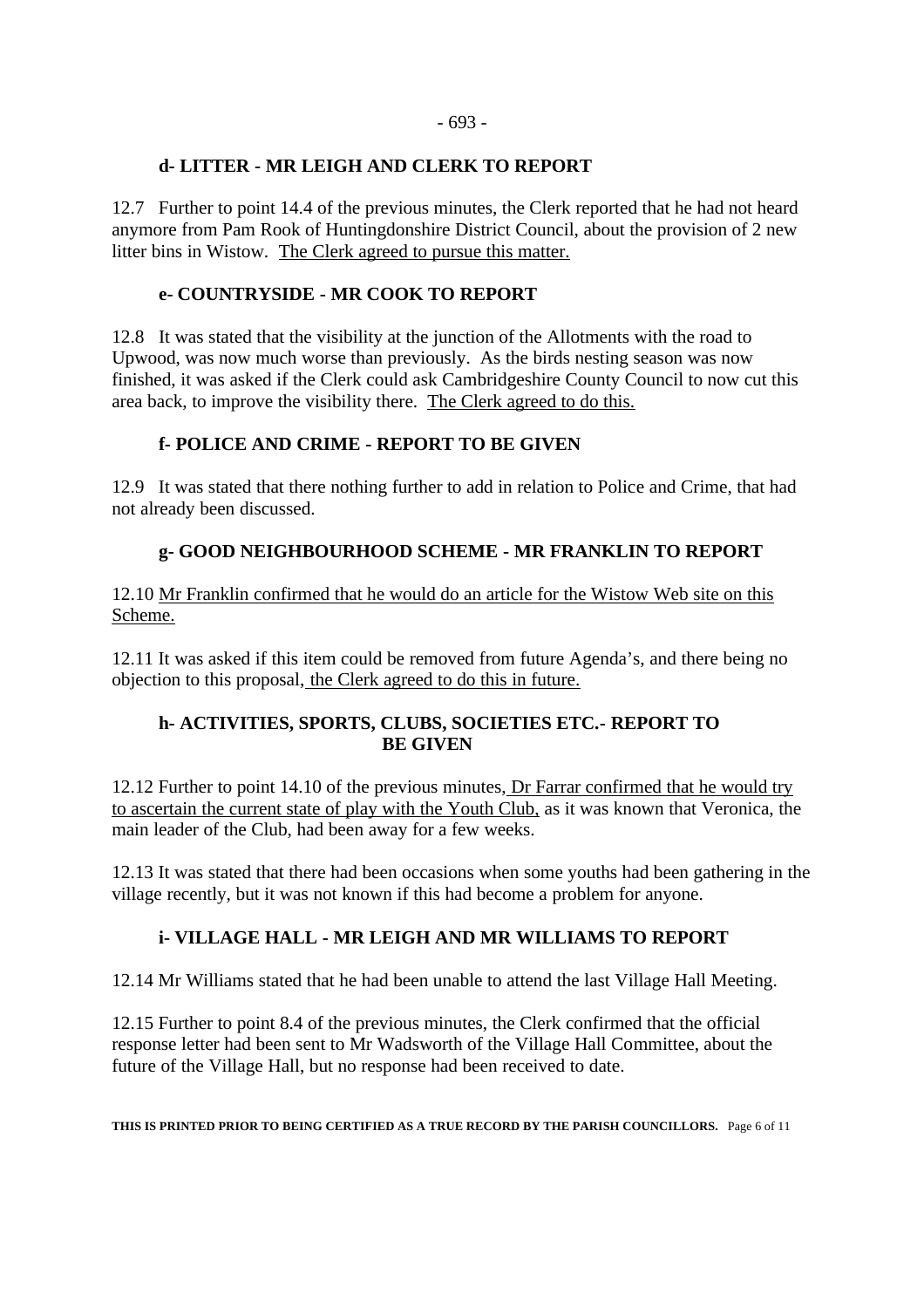### d- LITTER - MR LEIGH AND CLERK TO REPORT

12.7 Further to point 14.4 of the previous minutes, the Clerk reported that he had not heard anymore from Pam Rook of Huntingdonshire District Council, about the provision of 2 new litter bins in Wistow. The Clerk agreed to pursue this matter.

### e- COUNTRYSIDE - MR COOK TO REPORT

12.8 It was stated that the visibility at the junction of the Allotments with the road to Upwood, was now much worse than previously. As the birds nesting season was now finished, it was asked if the Clerk could ask Cambridgeshire County Council to now cut this area back, to improve the visibility there. The Clerk agreed to do this.

### f- POLICE AND CRIME - REPORT TO BE GIVEN

12.9 It was stated that there nothing further to add in relation to Police and Crime, that had not already been discussed.

### g- GOOD NEIGHBOURHOOD SCHEME - MR FRANKLIN TO REPORT

12.10 Mr Franklin confirmed that he would do an article for the Wistow Web site on this Scheme.

12.11 It was asked if this item could be removed from future Agenda's, and there being no objection to this proposal, the Clerk agreed to do this in future.

### h- ACTIVITIES, SPORTS, CLUBS, SOCIETIES ETC.- REPORT TO BE GIVEN

12.12 Further to point 14.10 of the previous minutes, Dr Farrar confirmed that he would try to ascertain the current state of play with the Youth Club, as it was known that Veronica, the main leader of the Club, had been away for a few weeks.

12.13 It was stated that there had been occasions when some youths had been gathering in the village recently, but it was not known if this had become a problem for anyone.

### i- VILLAGE HALL - MR LEIGH AND MR WILLIAMS TO REPORT

12.14 Mr Williams stated that he had been unable to attend the last Village Hall Meeting.

12.15 Further to point 8.4 of the previous minutes, the Clerk confirmed that the official response letter had been sent to Mr Wadsworth of the Village Hall Committee, about the future of the Village Hall, but no response had been received to date.

**THIS IS PRINTED PRIOR TO BEING CERTIFIED AS A TRUE RECORD BY THE PARISH COUNCILLORS.**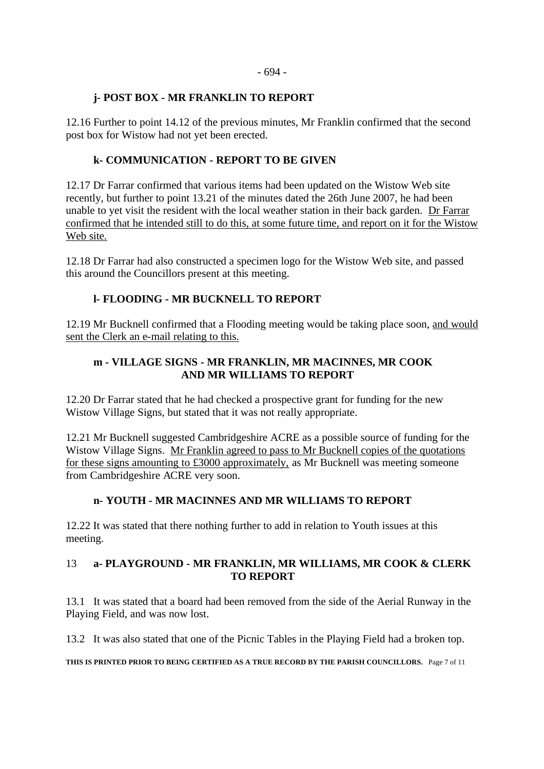### j- POST BOX - MR FRANKLIN TO REPORT

12.16 Further to point 14.12 of the previous minutes, Mr Franklin confirmed that the second post box for Wistow had not yet been erected.

### k- COMMUNICATION - REPORT TO BE GIVEN

12.17 Dr Farrar confirmed that various items had been updated on the Wistow Web site recently, but further to point 13.21 of the minutes dated the 26th June 2007, he had been unable to yet visit the resident with the local weather station in their back garden. Dr Farrar confirmed that he intended still to do this, at some future time, and report on it for the Wistow Web site.

12.18 Dr Farrar had also constructed a specimen logo for the Wistow Web site, and passed this around the Councillors present at this meeting.

### l- FLOODING - MR BUCKNELL TO REPORT

12.19 Mr Bucknell confirmed that a Flooding meeting would be taking place soon, and would sent the Clerk an e-mail relating to this.

### m - VILLAGE SIGNS - MR FRANKLIN, MR MACINNES, MR COOK AND MR WILLIAMS TO REPORT

12.20 Dr Farrar stated that he had checked a prospective grant for funding for the new Wistow Village Signs, but stated that it was not really appropriate.

12.21 Mr Bucknell suggested Cambridgeshire ACRE as a possible source of funding for the Wistow Village Signs. Mr Franklin agreed to pass to Mr Bucknell copies of the quotations for these signs amounting to £3000 approximately, as Mr Bucknell was meeting someone from Cambridgeshire ACRE very soon.

### n- YOUTH - MR MACINNES AND MR WILLIAMS TO REPORT

12.22 It was stated that there nothing further to add in relation to Youth issues at this meeting.

### 13 a- PLAYGROUND - MR FRANKLIN, MR WILLIAMS, MR COOK & CLERK TO REPORT

13.1 It was stated that a board had been removed from the side of the Aerial Runway in the Playing Field, and was now lost.

13.2 It was also stated that one of the Picnic Tables in the Playing Field had a broken top.

THIS IS PRINTED PRIOR TO BEING CERTIFIED AS A TRUE RECORD BY THE PARISH COUNCILLORS.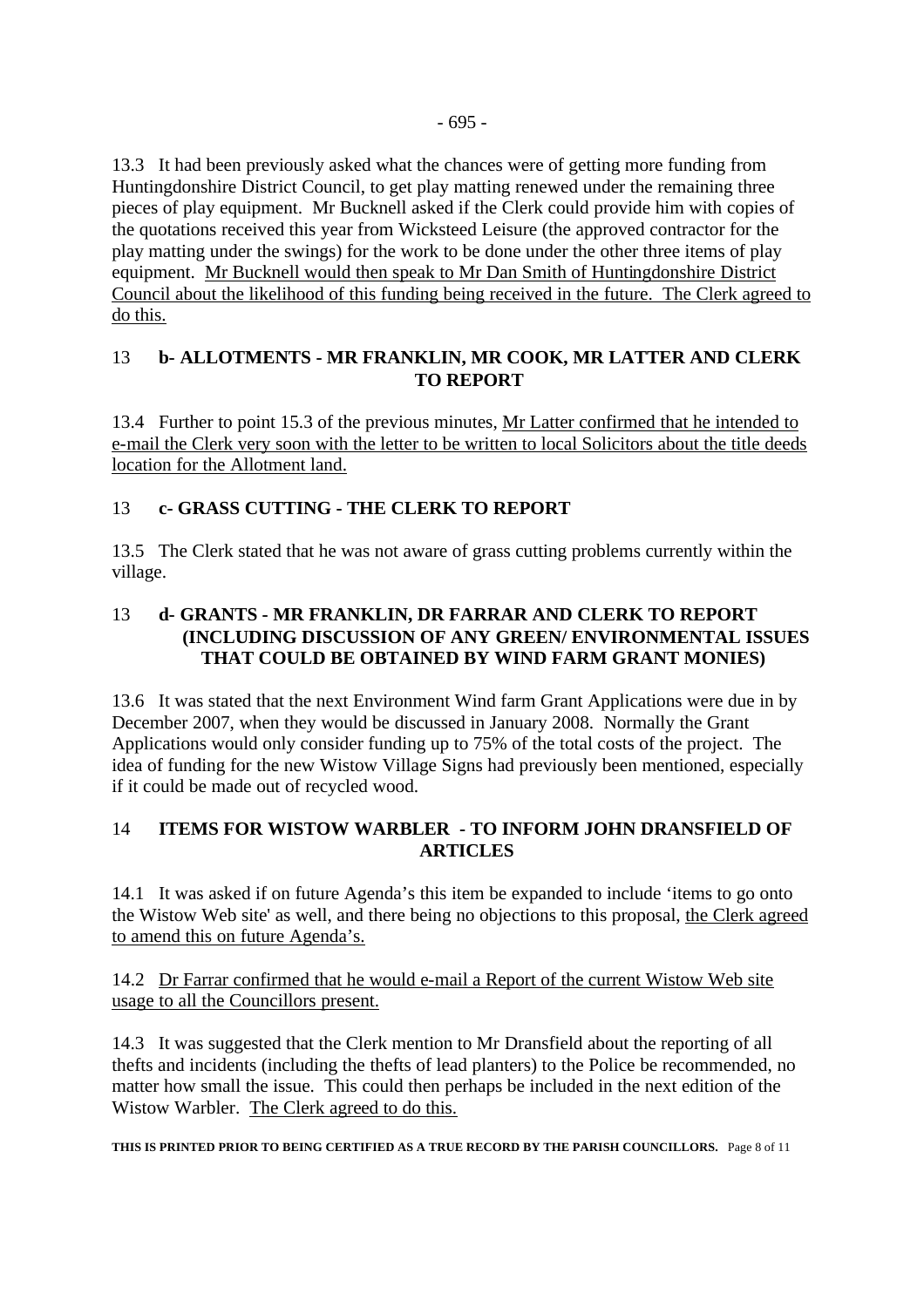13.3 It had been previously asked what the chances were of getting more funding from Huntingdonshire District Council, to get play matting renewed under the remaining three pieces of play equipment. Mr Bucknell asked if the Clerk could provide him with copies of the quotations received this year from Wicksteed Leisure (the approved contractor for the play matting under the swings) for the work to be done under the other three items of play equipment. <u>Mr Bucknell would then speak to Mr Dan Smith of Huntingdonshire District Council about the likelihood of this funding being received in the future. The Clerk agreed to do this.</u>

### 13 b- ALLOTMENTS - MR FRANKLIN, MR COOK, MR LATTER AND CLERK TO REPORT

13.4 Further to point 15.3 of the previous minutes, <u>Mr Latter confirmed that he intended to e-mail the Clerk very soon with the letter to be written to local Solicitors about the title deeds location for the Allotment land.</u>

### 13 c- GRASS CUTTING - THE CLERK TO REPORT

13.5 The Clerk stated that he was not aware of grass cutting problems currently within the village.

### 13 d- GRANTS - MR FRANKLIN, DR FARRAR AND CLERK TO REPORT (INCLUDING DISCUSSION OF ANY GREEN/ ENVIRONMENTAL ISSUES THAT COULD BE OBTAINED BY WIND FARM GRANT MONIES)

13.6 It was stated that the next Environment Wind farm Grant Applications were due in by December 2007, when they would be discussed in January 2008. Normally the Grant Applications would only consider funding up to 75% of the total costs of the project. The idea of funding for the new Wistow Village Signs had previously been mentioned, especially if it could be made out of recycled wood.

### 14 ITEMS FOR WISTOW WARBLER - TO INFORM JOHN DRANSFIELD OF ARTICLES

14.1 It was asked if on future Agenda's this item be expanded to include 'items to go onto the Wistow Web site' as well, and there being no objections to this proposal, <u>the Clerk agreed to amend this on future Agenda's.</u>

14.2 <u>Dr Farrar confirmed that he would e-mail a Report of the current Wistow Web site usage to all the Councillors present.</u>

14.3 It was suggested that the Clerk mention to Mr Dransfield about the reporting of all thefts and incidents (including the thefts of lead planters) to the Police be recommended, no matter how small the issue. This could then perhaps be included in the next edition of the Wistow Warbler. <u>The Clerk agreed to do this.</u>

**THIS IS PRINTED PRIOR TO BEING CERTIFIED AS A TRUE RECORD BY THE PARISH COUNCILLORS.**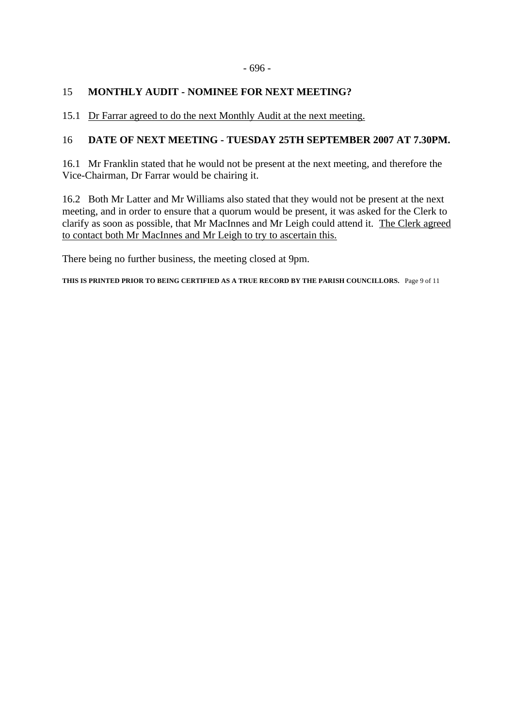## 15 MONTHLY AUDIT - NOMINEE FOR NEXT MEETING?

15.1 Dr Farrar agreed to do the next Monthly Audit at the next meeting.

## 16 DATE OF NEXT MEETING - TUESDAY 25TH SEPTEMBER 2007 AT 7.30PM.

16.1 Mr Franklin stated that he would not be present at the next meeting, and therefore the Vice-Chairman, Dr Farrar would be chairing it.

16.2 Both Mr Latter and Mr Williams also stated that they would not be present at the next meeting, and in order to ensure that a quorum would be present, it was asked for the Clerk to clarify as soon as possible, that Mr MacInnes and Mr Leigh could attend it. The Clerk agreed to contact both Mr MacInnes and Mr Leigh to try to ascertain this.

There being no further business, the meeting closed at 9pm.

**THIS IS PRINTED PRIOR TO BEING CERTIFIED AS A TRUE RECORD BY THE PARISH COUNCILLORS.**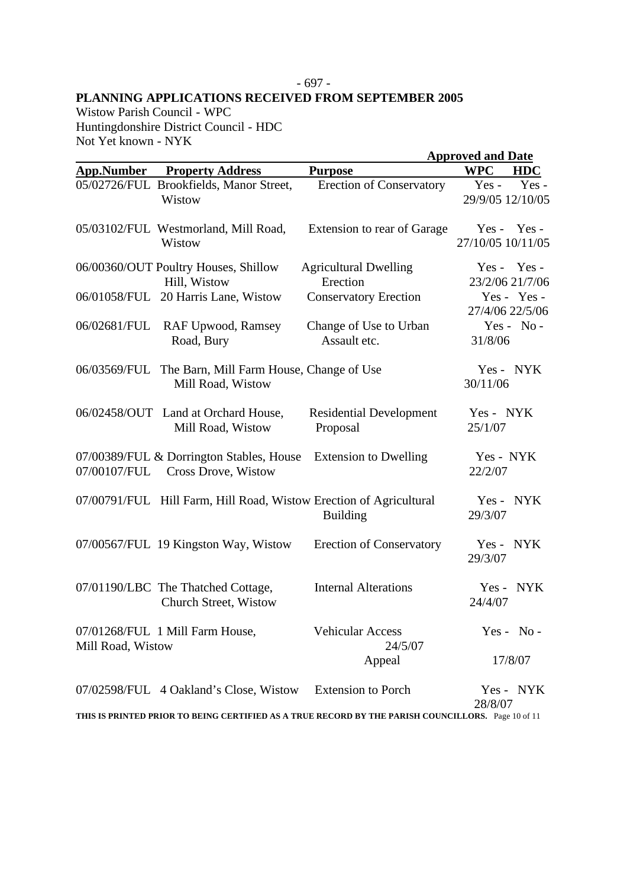- 697 -

**PLANNING APPLICATIONS RECEIVED FROM SEPTEMBER 2005**

Wistow Parish Council - WPC
Huntingdonshire District Council - HDC
Not Yet known - NYK

| App.Number | Property Address | Purpose | Approved and Date WPC | HDC |
|---|---|---|---|---|
| 05/02726/FUL | Brookfields, Manor Street, Wistow | Erection of Conservatory | Yes - 29/9/05 | Yes - 12/10/05 |
| 05/03102/FUL | Westmorland, Mill Road, Wistow | Extension to rear of Garage | Yes - 27/10/05 | Yes - 10/11/05 |
| 06/00360/OUT | Poultry Houses, Shillow Hill, Wistow | Agricultural Dwelling Erection | Yes - 23/2/06 | Yes - 21/7/06 |
| 06/01058/FUL | 20 Harris Lane, Wistow | Conservatory Erection | Yes - 27/4/06 | Yes - 22/5/06 |
| 06/02681/FUL | RAF Upwood, Ramsey Road, Bury | Change of Use to Urban Assault etc. | Yes - 31/8/06 | No - |
| 06/03569/FUL | The Barn, Mill Farm House, Mill Road, Wistow | Change of Use | Yes - 30/11/06 | NYK |
| 06/02458/OUT | Land at Orchard House, Mill Road, Wistow | Residential Development Proposal | Yes - 25/1/07 | NYK |
| 07/00389/FUL & 07/00107/FUL | Dorrington Stables, House Cross Drove, Wistow | Extension to Dwelling | Yes - 22/2/07 | NYK |
| 07/00791/FUL | Hill Farm, Hill Road, Wistow | Erection of Agricultural Building | Yes - 29/3/07 | NYK |
| 07/00567/FUL | 19 Kingston Way, Wistow | Erection of Conservatory | Yes - 29/3/07 | NYK |
| 07/01190/LBC | The Thatched Cottage, Church Street, Wistow | Internal Alterations | Yes - 24/4/07 | NYK |
| 07/01268/FUL | 1 Mill Farm House, Mill Road, Wistow | Vehicular Access | Yes - 24/5/07 | No - |
| | | Appeal | | 17/8/07 |
| 07/02598/FUL | 4 Oakland's Close, Wistow | Extension to Porch | Yes - 28/8/07 | NYK |

**THIS IS PRINTED PRIOR TO BEING CERTIFIED AS A TRUE RECORD BY THE PARISH COUNCILLORS.**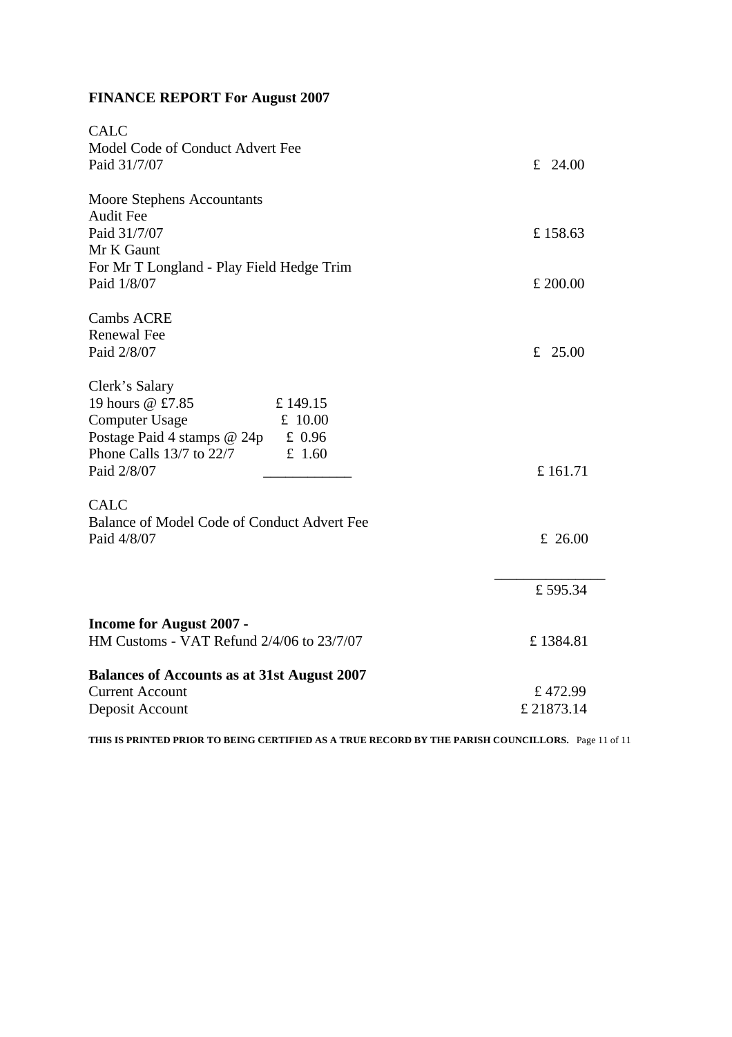**FINANCE REPORT For August 2007**

CALC
Model Code of Conduct Advert Fee
Paid 31/7/07 £ 24.00

Moore Stephens Accountants
Audit Fee
Paid 31/7/07 £ 158.63
Mr K Gaunt
For Mr T Longland - Play Field Hedge Trim
Paid 1/8/07 £ 200.00

Cambs ACRE
Renewal Fee
Paid 2/8/07 £ 25.00

Clerk's Salary

| | | |
|---|---|---|
| 19 hours @ £7.85 | £ 149.15 | |
| Computer Usage | £ 10.00 | |
| Postage Paid 4 stamps @ 24p | £ 0.96 | |
| Phone Calls 13/7 to 22/7 | £ 1.60 | |
| Paid 2/8/07 | | £ 161.71 |

CALC
Balance of Model Code of Conduct Advert Fee
Paid 4/8/07 £ 26.00

£ 595.34

**Income for August 2007 -**
HM Customs - VAT Refund 2/4/06 to 23/7/07 £ 1384.81

**Balances of Accounts as at 31st August 2007**

| | |
|---|---|
| Current Account | £ 472.99 |
| Deposit Account | £ 21873.14 |

**THIS IS PRINTED PRIOR TO BEING CERTIFIED AS A TRUE RECORD BY THE PARISH COUNCILLORS.**